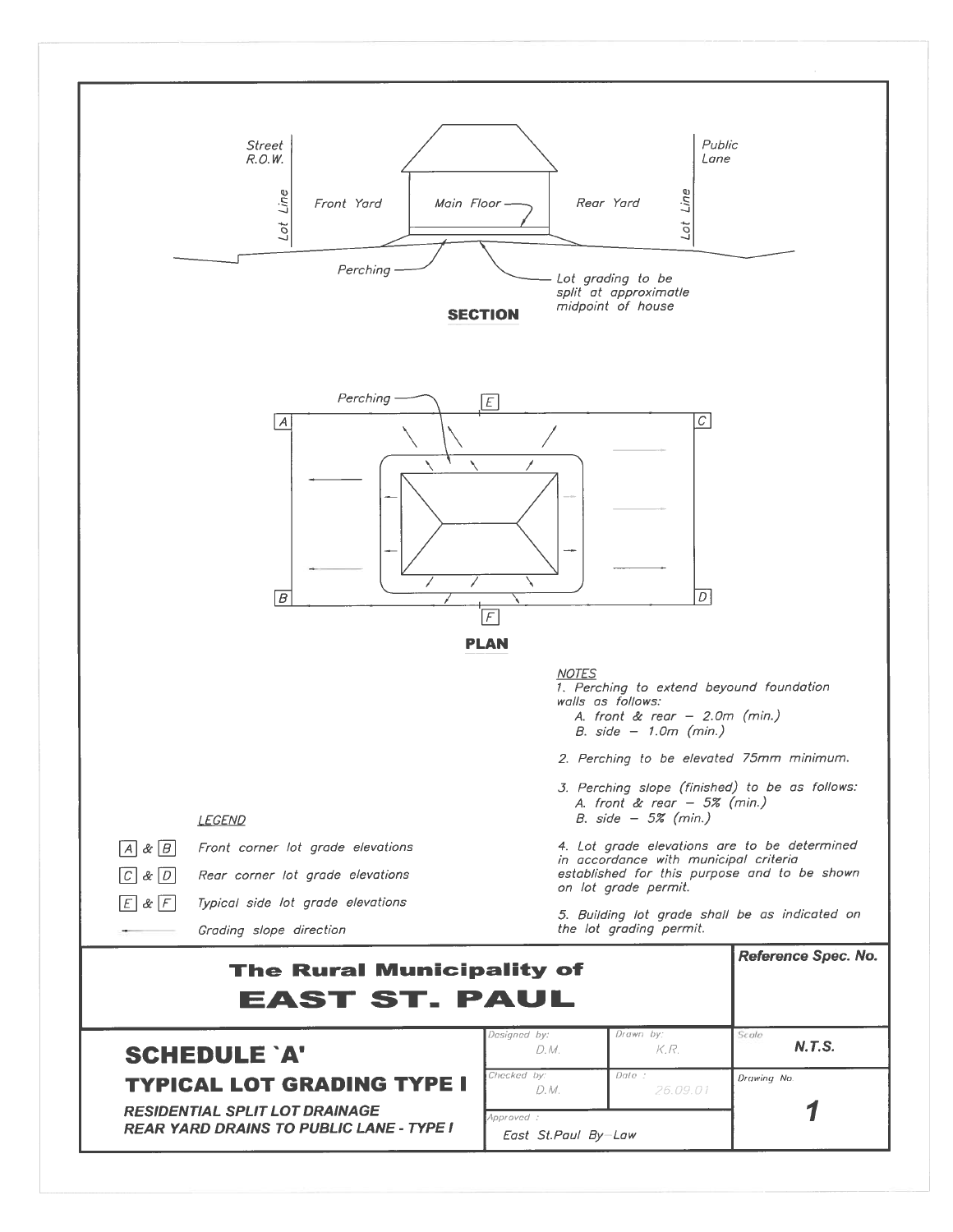Street R.O.W.

Public Lane

Lot Line | Front Yard | Main Floor | Rear Yard | Lot Line

Perching

Lot grading to be split at approximatle midpoint of house

**SECTION**

Perching

A | E | C

B | F | D

**PLAN**

*NOTES*

1. Perching to extend beyound foundation walls as follows:
   - A. front & rear – 2.0m (min.)
   - B. side – 1.0m (min.)

2. Perching to be elevated 75mm minimum.

3. Perching slope (finished) to be as follows:
   - A. front & rear – 5% (min.)
   - B. side – 5% (min.)

4. Lot grade elevations are to be determined in accordance with municipal criteria established for this purpose and to be shown on lot grade permit.

5. Building lot grade shall be as indicated on the lot grading permit.

*LEGEND*

| | |
|---|---|
| A & B | Front corner lot grade elevations |
| C & D | Rear corner lot grade elevations |
| E & F | Typical side lot grade elevations |
| ← | Grading slope direction |

## The Rural Municipality of EAST ST. PAUL

Reference Spec. No.

# SCHEDULE 'A'

## TYPICAL LOT GRADING TYPE I

*RESIDENTIAL SPLIT LOT DRAINAGE*
*REAR YARD DRAINS TO PUBLIC LANE - TYPE I*

| Designed by: D.M. | Drawn by: K.R. | Scale: N.T.S. |
|---|---|---|
| Checked by: D.M. | Date: 26.09.01 | Drawing No. 1 |
| Approved: East St.Paul By-Law | | |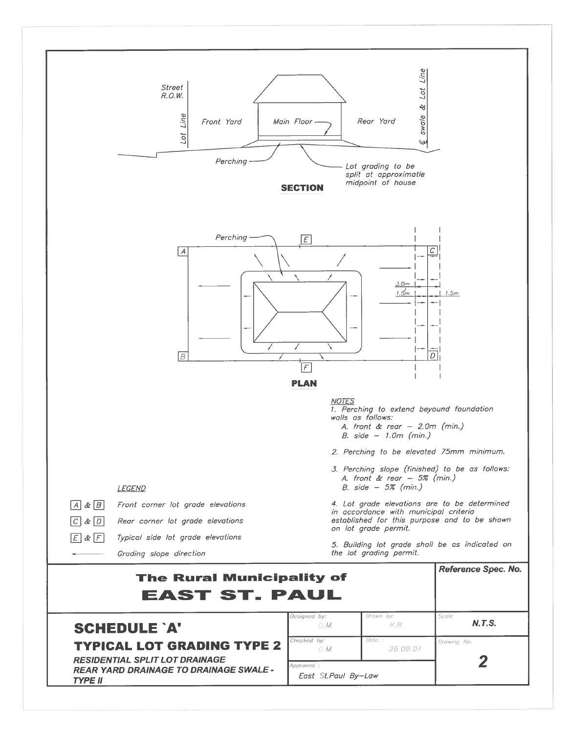Street R.O.W.

Lot Line

Front Yard

Main Floor

Rear Yard

℄ swale & Lot Line

Perching

Lot grading to be split at approximatle midpoint of house

**SECTION**

Perching

E

A

C

3.0m

1.5m

1.5m

B

D

F

**PLAN**

*NOTES*

1. Perching to extend beyound foundation walls as follows:
   A. front & rear – 2.0m (min.)
   B. side – 1.0m (min.)
2. Perching to be elevated 75mm minimum.
3. Perching slope (finished) to be as follows:
   A. front & rear – 5% (min.)
   B. side – 5% (min.)
4. Lot grade elevations are to be determined in accordance with municipal criteria established for this purpose and to be shown on lot grade permit.
5. Building lot grade shall be as indicated on the lot grading permit.

*LEGEND*

| Symbol | Description |
|---|---|
| A & B | Front corner lot grade elevations |
| C & D | Rear corner lot grade elevations |
| E & F | Typical side lot grade elevations |
| ← | Grading slope direction |

**The Rural Municipality of**

**EAST ST. PAUL**

Reference Spec. No.

**SCHEDULE 'A'**

**TYPICAL LOT GRADING TYPE 2**

***RESIDENTIAL SPLIT LOT DRAINAGE***

***REAR YARD DRAINAGE TO DRAINAGE SWALE - TYPE II***

| Designed by: D.M. | Drawn by: K.R. | Scale: N.T.S. |
|---|---|---|
| Checked by: D.M. | Date: 26.09.01 | Drawing No. 2 |
| Approved: East St.Paul By-Law | | |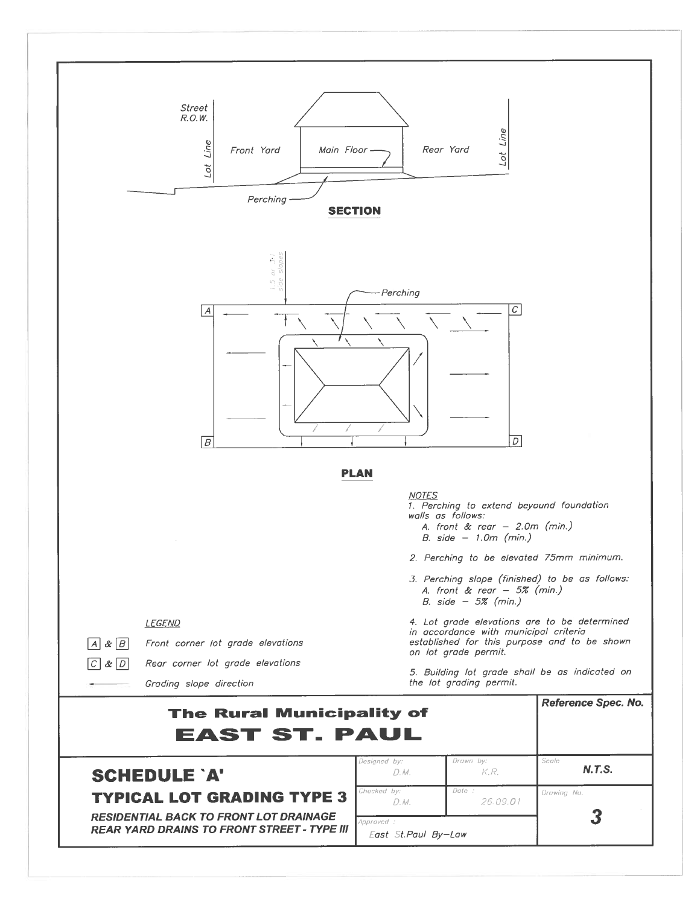SECTION

Street R.O.W.

Lot Line

Front Yard

Main Floor

Rear Yard

Lot Line

Perching

PLAN

1.5 or 3:1 side slopes

Perching

A C B D

*NOTES*

1. Perching to extend beyound foundation walls as follows:
   A. front & rear – 2.0m (min.)
   B. side – 1.0m (min.)

2. Perching to be elevated 75mm minimum.

3. Perching slope (finished) to be as follows:
   A. front & rear – 5% (min.)
   B. side – 5% (min.)

4. Lot grade elevations are to be determined in accordance with municipal criteria established for this purpose and to be shown on lot grade permit.

5. Building lot grade shall be as indicated on the lot grading permit.

*LEGEND*

| | |
|---|---|
| A & B | Front corner lot grade elevations |
| C & D | Rear corner lot grade elevations |
| ←—— | Grading slope direction |

# The Rural Municipality of EAST ST. PAUL

Reference Spec. No.

## SCHEDULE 'A'
## TYPICAL LOT GRADING TYPE 3

***RESIDENTIAL BACK TO FRONT LOT DRAINAGE***
***REAR YARD DRAINS TO FRONT STREET - TYPE III***

| Designed by: | Drawn by: | Scale |
|---|---|---|
| D.M. | K.R. | N.T.S. |
| Checked by: D.M. | Date: 26.09.01 | Drawing No. 3 |
| Approved: East St.Paul By-Law | | |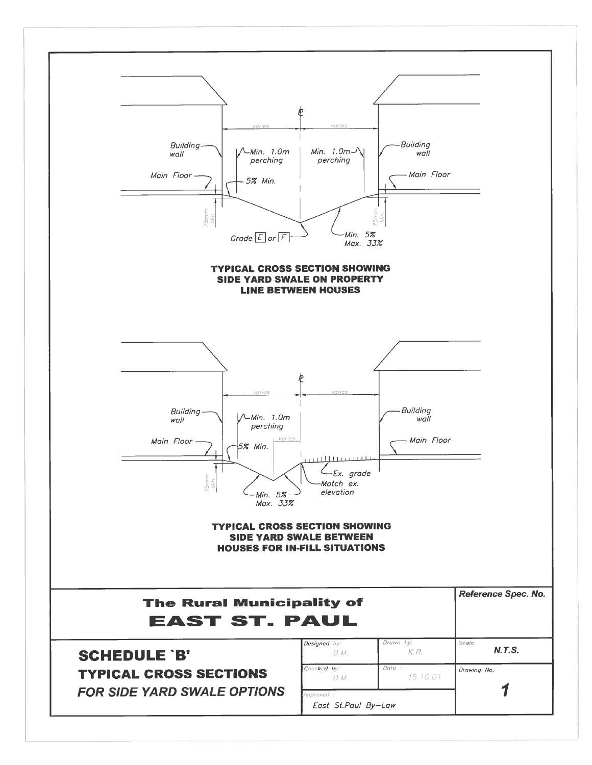Building wall

Min. 1.0m perching

Min. 1.0m perching

Building wall

Main Floor

5% Min.

Main Floor

varies

varies

75mm Min.

75mm Min.

Grade [E] or [F]

Min. 5%
Max. 33%

**TYPICAL CROSS SECTION SHOWING SIDE YARD SWALE ON PROPERTY LINE BETWEEN HOUSES**

Building wall

Min. 1.0m perching

Building wall

Main Floor

5% Min.

varies

Main Floor

varies

varies

75mm Min.

Ex. grade

Match ex. elevation

Min. 5%
Max. 33%

**TYPICAL CROSS SECTION SHOWING SIDE YARD SWALE BETWEEN HOUSES FOR IN-FILL SITUATIONS**

| The Rural Municipality of EAST ST. PAUL | | | Reference Spec. No. |
|---|---|---|---|
| **SCHEDULE `B'** **TYPICAL CROSS SECTIONS** *FOR SIDE YARD SWALE OPTIONS* | Designed by: D.M. | Drawn by: K.R. | Scale: **N.T.S.** |
| | Checked by: D.M. | Date: 15.10.01 | Drawing No. **1** |
| | Approved: East St.Paul By-Law | | |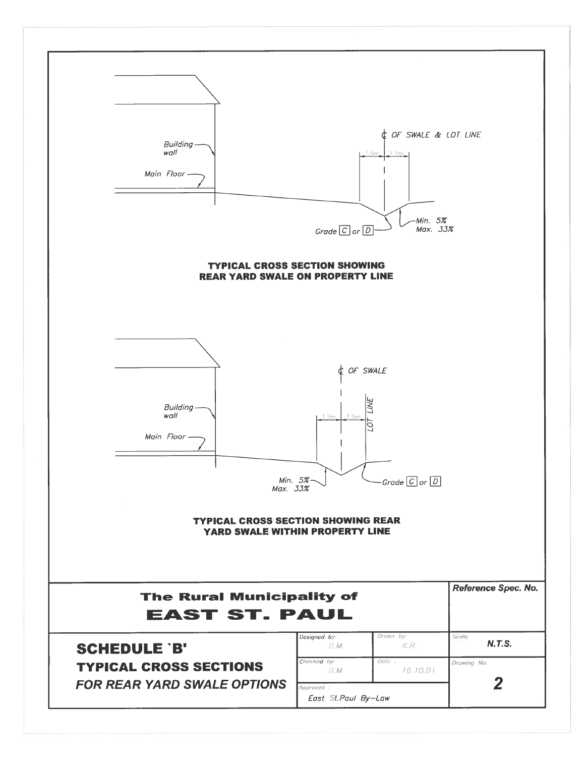Building wall

Main Floor

℄ OF SWALE & LOT LINE

1.5m 1.5m

Grade C or D

Min. 5%
Max. 33%

**TYPICAL CROSS SECTION SHOWING REAR YARD SWALE ON PROPERTY LINE**

Building wall

Main Floor

℄ OF SWALE

LOT LINE

1.5m 1.5m

Min. 5%
Max. 33%

Grade C or D

**TYPICAL CROSS SECTION SHOWING REAR YARD SWALE WITHIN PROPERTY LINE**

| The Rural Municipality of EAST ST. PAUL | | | Reference Spec. No. |
|---|---|---|---|
| **SCHEDULE 'B'** **TYPICAL CROSS SECTIONS** ***FOR REAR YARD SWALE OPTIONS*** | Designed by: D.M. | Drawn by: K.R. | Scale **N.T.S.** |
| | Checked by: D.M. | Date : 16.10.01 | Drawing No. **2** |
| | Approved : East St.Paul By-Law | | |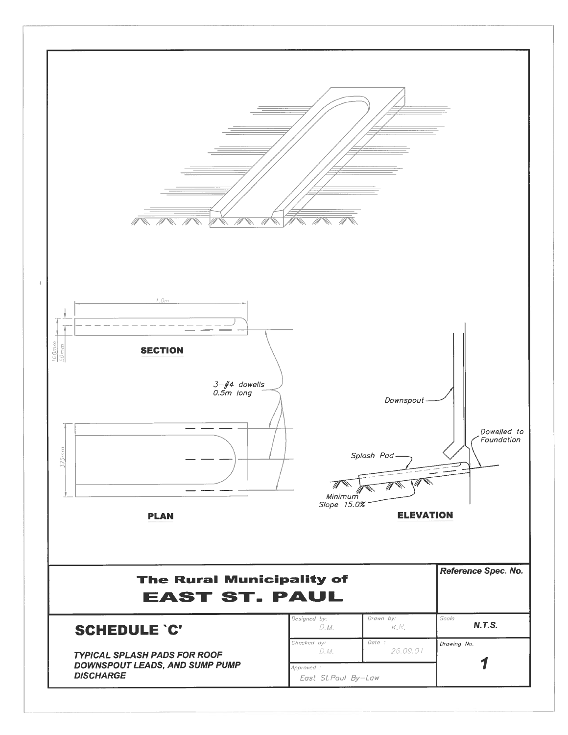1.0m

100mm

50mm

**SECTION**

3–#4 dowells
0.5m long

375mm

**PLAN**

Downspout

Dowelled to Foundation

Splash Pad

Minimum Slope 15.0%

**ELEVATION**

| | | | |
|---|---|---|---|
| **The Rural Municipality of EAST ST. PAUL** | | | Reference Spec. No. |
| **SCHEDULE 'C'** | Designed by: D.M. | Drawn by: K.R. | Scale: **N.T.S.** |
| ***TYPICAL SPLASH PADS FOR ROOF DOWNSPOUT LEADS, AND SUMP PUMP DISCHARGE*** | Checked by: D.M. | Date: 26.09.01 | Drawing No. **1** |
| | Approved: East St.Paul By-Law | | |